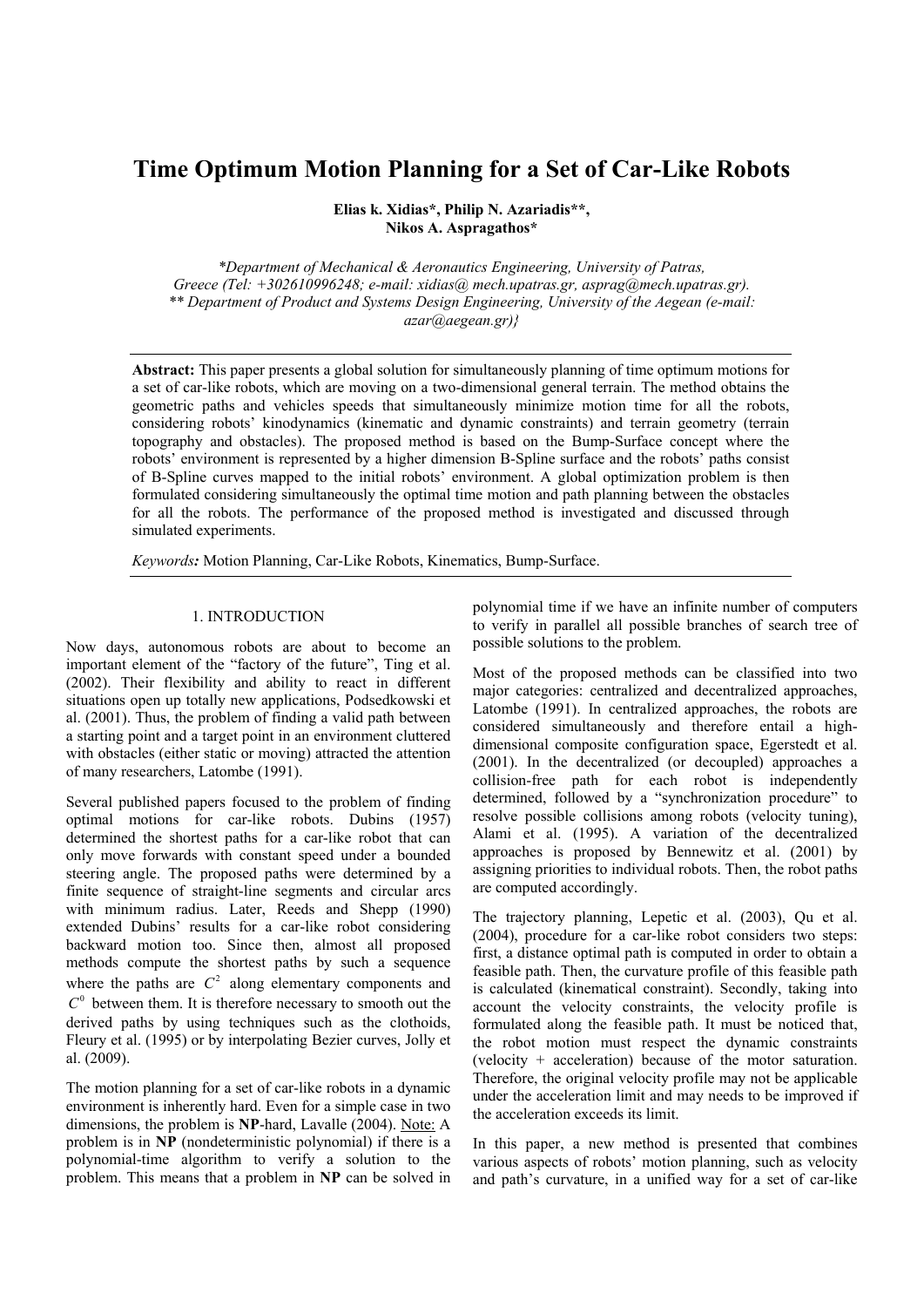# Time Optimum Motion Planning for a Set of Car-Like Robots

**Elias k. Xidias*, Philip N. Azariadis**, Nikos A. Aspragathos***

*\*Department of Mechanical & Aeronautics Engineering, University of Patras, Greece (Tel: +302610996248; e-mail: xidias@ mech.upatras.gr, asprag@mech.upatras.gr).*
*\*\* Department of Product and Systems Design Engineering, University of the Aegean (e-mail: azar@aegean.gr)}*

**Abstract:** This paper presents a global solution for simultaneously planning of time optimum motions for a set of car-like robots, which are moving on a two-dimensional general terrain. The method obtains the geometric paths and vehicles speeds that simultaneously minimize motion time for all the robots, considering robots' kinodynamics (kinematic and dynamic constraints) and terrain geometry (terrain topography and obstacles). The proposed method is based on the Bump-Surface concept where the robots' environment is represented by a higher dimension B-Spline surface and the robots' paths consist of B-Spline curves mapped to the initial robots' environment. A global optimization problem is then formulated considering simultaneously the optimal time motion and path planning between the obstacles for all the robots. The performance of the proposed method is investigated and discussed through simulated experiments.

*Keywords:* Motion Planning, Car-Like Robots, Kinematics, Bump-Surface.

## 1. INTRODUCTION

Now days, autonomous robots are about to become an important element of the "factory of the future", Ting et al. (2002). Their flexibility and ability to react in different situations open up totally new applications, Podsedkowski et al. (2001). Thus, the problem of finding a valid path between a starting point and a target point in an environment cluttered with obstacles (either static or moving) attracted the attention of many researchers, Latombe (1991).

Several published papers focused to the problem of finding optimal motions for car-like robots. Dubins (1957) determined the shortest paths for a car-like robot that can only move forwards with constant speed under a bounded steering angle. The proposed paths were determined by a finite sequence of straight-line segments and circular arcs with minimum radius. Later, Reeds and Shepp (1990) extended Dubins' results for a car-like robot considering backward motion too. Since then, almost all proposed methods compute the shortest paths by such a sequence where the paths are $C^2$ along elementary components and $C^0$ between them. It is therefore necessary to smooth out the derived paths by using techniques such as the clothoids, Fleury et al. (1995) or by interpolating Bezier curves, Jolly et al. (2009).

The motion planning for a set of car-like robots in a dynamic environment is inherently hard. Even for a simple case in two dimensions, the problem is **NP**-hard, Lavalle (2004). Note: A problem is in **NP** (nondeterministic polynomial) if there is a polynomial-time algorithm to verify a solution to the problem. This means that a problem in **NP** can be solved in polynomial time if we have an infinite number of computers to verify in parallel all possible branches of search tree of possible solutions to the problem.

Most of the proposed methods can be classified into two major categories: centralized and decentralized approaches, Latombe (1991). In centralized approaches, the robots are considered simultaneously and therefore entail a high-dimensional composite configuration space, Egerstedt et al. (2001). In the decentralized (or decoupled) approaches a collision-free path for each robot is independently determined, followed by a "synchronization procedure" to resolve possible collisions among robots (velocity tuning), Alami et al. (1995). A variation of the decentralized approaches is proposed by Bennewitz et al. (2001) by assigning priorities to individual robots. Then, the robot paths are computed accordingly.

The trajectory planning, Lepetic et al. (2003), Qu et al. (2004), procedure for a car-like robot considers two steps: first, a distance optimal path is computed in order to obtain a feasible path. Then, the curvature profile of this feasible path is calculated (kinematical constraint). Secondly, taking into account the velocity constraints, the velocity profile is formulated along the feasible path. It must be noticed that, the robot motion must respect the dynamic constraints (velocity + acceleration) because of the motor saturation. Therefore, the original velocity profile may not be applicable under the acceleration limit and may needs to be improved if the acceleration exceeds its limit.

In this paper, a new method is presented that combines various aspects of robots' motion planning, such as velocity and path's curvature, in a unified way for a set of car-like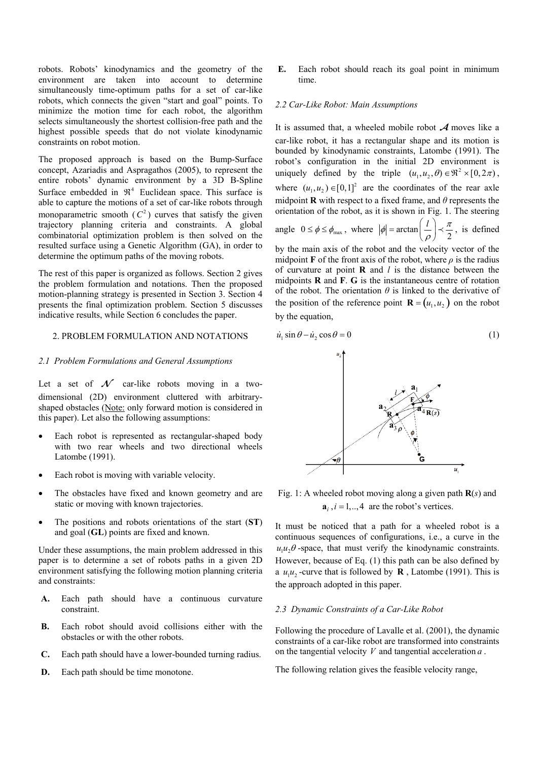robots. Robots' kinodynamics and the geometry of the environment are taken into account to determine simultaneously time-optimum paths for a set of car-like robots, which connects the given "start and goal" points. To minimize the motion time for each robot, the algorithm selects simultaneously the shortest collision-free path and the highest possible speeds that do not violate kinodynamic constraints on robot motion.

The proposed approach is based on the Bump-Surface concept, Azariadis and Aspragathos (2005), to represent the entire robots' dynamic environment by a 3D B-Spline Surface embedded in $\Re^4$ Euclidean space. This surface is able to capture the motions of a set of car-like robots through monoparametric smooth ($C^2$) curves that satisfy the given trajectory planning criteria and constraints. A global combinatorial optimization problem is then solved on the resulted surface using a Genetic Algorithm (GA), in order to determine the optimum paths of the moving robots.

The rest of this paper is organized as follows. Section 2 gives the problem formulation and notations. Then the proposed motion-planning strategy is presented in Section 3. Section 4 presents the final optimization problem. Section 5 discusses indicative results, while Section 6 concludes the paper.

## 2. PROBLEM FORMULATION AND NOTATIONS

### 2.1 Problem Formulations and General Assumptions

Let a set of $\mathcal{N}$ car-like robots moving in a two-dimensional (2D) environment cluttered with arbitrary-shaped obstacles (Note: only forward motion is considered in this paper). Let also the following assumptions:

- Each robot is represented as rectangular-shaped body with two rear wheels and two directional wheels Latombe (1991).
- Each robot is moving with variable velocity.
- The obstacles have fixed and known geometry and are static or moving with known trajectories.
- The positions and robots orientations of the start (**ST**) and goal (**GL**) points are fixed and known.

Under these assumptions, the main problem addressed in this paper is to determine a set of robots paths in a given 2D environment satisfying the following motion planning criteria and constraints:

**A.** Each path should have a continuous curvature constraint.

**B.** Each robot should avoid collisions either with the obstacles or with the other robots.

**C.** Each path should have a lower-bounded turning radius.

**D.** Each path should be time monotone.

**E.** Each robot should reach its goal point in minimum time.

### 2.2 Car-Like Robot: Main Assumptions

It is assumed that, a wheeled mobile robot $\mathcal{A}$ moves like a car-like robot, it has a rectangular shape and its motion is bounded by kinodynamic constraints, Latombe (1991). The robot's configuration in the initial 2D environment is uniquely defined by the triple $(u_1, u_2, \theta) \in \Re^2 \times [0, 2\pi)$, where $(u_1, u_2) \in [0,1]^2$ are the coordinates of the rear axle midpoint **R** with respect to a fixed frame, and $\theta$ represents the orientation of the robot, as it is shown in Fig. 1. The steering angle $0 \le \phi \le \phi_{\max}$, where $|\phi| = \arctan\left(\frac{l}{\rho}\right) \prec \frac{\pi}{2}$, is defined by the main axis of the robot and the velocity vector of the midpoint **F** of the front axis of the robot, where $\rho$ is the radius of curvature at point **R** and $l$ is the distance between the midpoints **R** and **F**. **G** is the instantaneous centre of rotation of the robot. The orientation $\theta$ is linked to the derivative of the position of the reference point $\mathbf{R} = (u_1, u_2)$ on the robot by the equation,

$$\dot{u}_1 \sin\theta - \dot{u}_2 \cos\theta = 0 \tag{1}$$

Fig. 1: A wheeled robot moving along a given path $\mathbf{R}(s)$ and $\mathbf{a}_i, i = 1,..,4$ are the robot's vertices.

It must be noticed that a path for a wheeled robot is a continuous sequences of configurations, i.e., a curve in the $u_1u_2\theta$-space, that must verify the kinodynamic constraints. However, because of Eq. (1) this path can be also defined by a $u_1u_2$-curve that is followed by $\mathbf{R}$, Latombe (1991). This is the approach adopted in this paper.

### 2.3 Dynamic Constraints of a Car-Like Robot

Following the procedure of Lavalle et al. (2001), the dynamic constraints of a car-like robot are transformed into constraints on the tangential velocity $V$ and tangential acceleration $a$.

The following relation gives the feasible velocity range,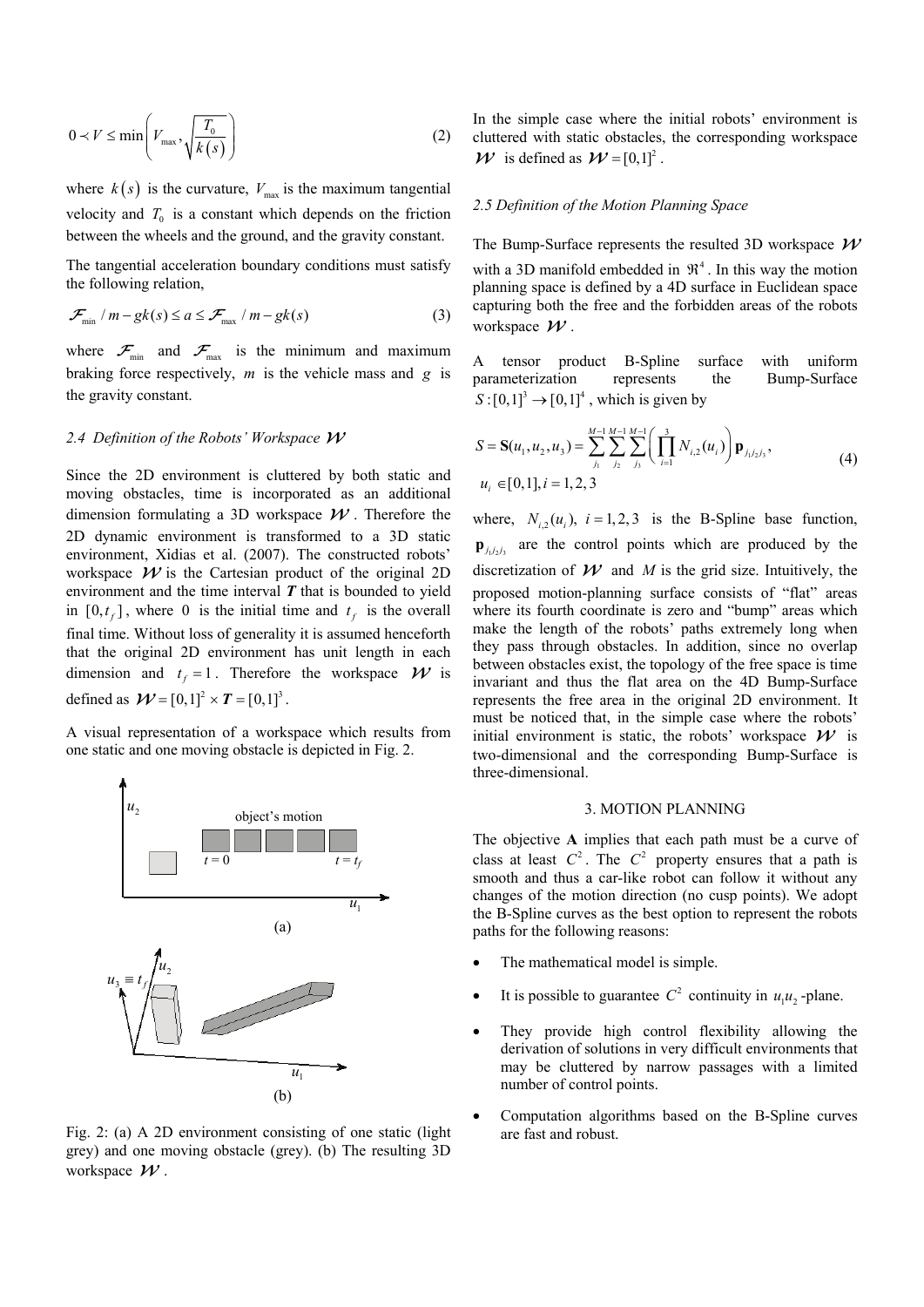$$0 \prec V \leq \min\left(V_{\max}, \sqrt{\frac{T_0}{k(s)}}\right) \tag{2}$$

where $k(s)$ is the curvature, $V_{\max}$ is the maximum tangential velocity and $T_0$ is a constant which depends on the friction between the wheels and the ground, and the gravity constant.

The tangential acceleration boundary conditions must satisfy the following relation,

$$\mathcal{F}_{\min} / m - gk(s) \leq a \leq \mathcal{F}_{\max} / m - gk(s) \tag{3}$$

where $\mathcal{F}_{\min}$ and $\mathcal{F}_{\max}$ is the minimum and maximum braking force respectively, $m$ is the vehicle mass and $g$ is the gravity constant.

### 2.4 Definition of the Robots' Workspace $\mathcal{W}$

Since the 2D environment is cluttered by both static and moving obstacles, time is incorporated as an additional dimension formulating a 3D workspace $\mathcal{W}$. Therefore the 2D dynamic environment is transformed to a 3D static environment, Xidias et al. (2007). The constructed robots' workspace $\mathcal{W}$ is the Cartesian product of the original 2D environment and the time interval $\boldsymbol{T}$ that is bounded to yield in $[0, t_f]$, where 0 is the initial time and $t_f$ is the overall final time. Without loss of generality it is assumed henceforth that the original 2D environment has unit length in each dimension and $t_f = 1$. Therefore the workspace $\mathcal{W}$ is defined as $\mathcal{W} = [0,1]^2 \times \boldsymbol{T} = [0,1]^3$.

A visual representation of a workspace which results from one static and one moving obstacle is depicted in Fig. 2.

Fig. 2: (a) A 2D environment consisting of one static (light grey) and one moving obstacle (grey). (b) The resulting 3D workspace $\mathcal{W}$.

In the simple case where the initial robots' environment is cluttered with static obstacles, the corresponding workspace $\mathcal{W}$ is defined as $\mathcal{W} = [0,1]^2$.

### 2.5 Definition of the Motion Planning Space

The Bump-Surface represents the resulted 3D workspace $\mathcal{W}$ with a 3D manifold embedded in $\Re^4$. In this way the motion planning space is defined by a 4D surface in Euclidean space capturing both the free and the forbidden areas of the robots workspace $\mathcal{W}$.

A tensor product B-Spline surface with uniform parameterization represents the Bump-Surface $S:[0,1]^3 \to [0,1]^4$, which is given by

$$S = \mathbf{S}(u_1, u_2, u_3) = \sum_{j_1}^{M-1} \sum_{j_2}^{M-1} \sum_{j_3}^{M-1} \left( \prod_{i=1}^{3} N_{i,2}(u_i) \right) \mathbf{p}_{j_1 j_2 j_3}, \quad u_i \in [0,1], i = 1,2,3 \tag{4}$$

where, $N_{i,2}(u_i)$, $i = 1,2,3$ is the B-Spline base function, $\mathbf{p}_{j_1 j_2 j_3}$ are the control points which are produced by the discretization of $\mathcal{W}$ and $M$ is the grid size. Intuitively, the proposed motion-planning surface consists of "flat" areas where its fourth coordinate is zero and "bump" areas which make the length of the robots' paths extremely long when they pass through obstacles. In addition, since no overlap between obstacles exist, the topology of the free space is time invariant and thus the flat area on the 4D Bump-Surface represents the free area in the original 2D environment. It must be noticed that, in the simple case where the robots' initial environment is static, the robots' workspace $\mathcal{W}$ is two-dimensional and the corresponding Bump-Surface is three-dimensional.

## 3. MOTION PLANNING

The objective **A** implies that each path must be a curve of class at least $C^2$. The $C^2$ property ensures that a path is smooth and thus a car-like robot can follow it without any changes of the motion direction (no cusp points). We adopt the B-Spline curves as the best option to represent the robots paths for the following reasons:

- The mathematical model is simple.
- It is possible to guarantee $C^2$ continuity in $u_1u_2$-plane.
- They provide high control flexibility allowing the derivation of solutions in very difficult environments that may be cluttered by narrow passages with a limited number of control points.
- Computation algorithms based on the B-Spline curves are fast and robust.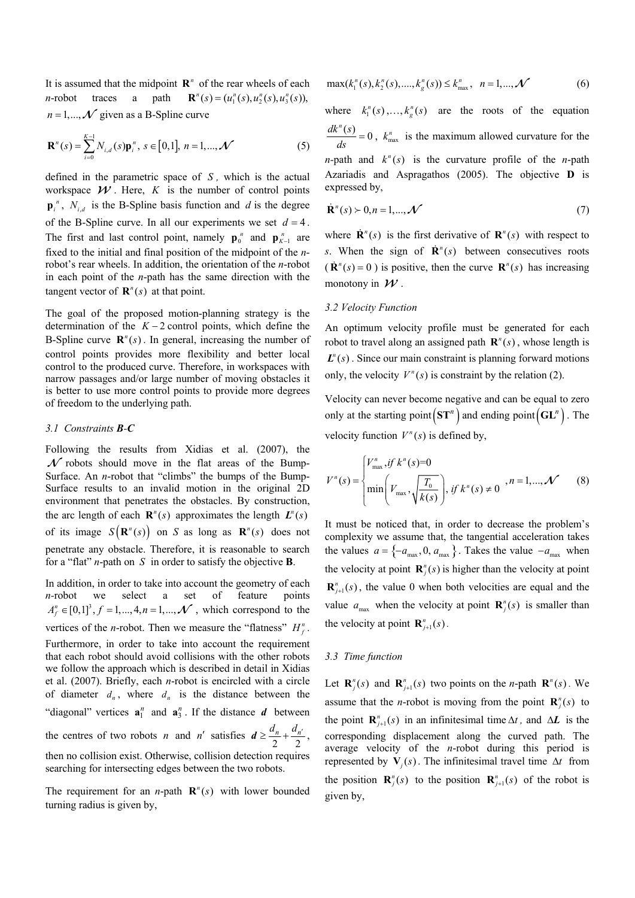It is assumed that the midpoint $\mathbf{R}^n$ of the rear wheels of each $n$-robot traces a path $\mathbf{R}^n(s)=(u_1^n(s),u_2^n(s),u_3^n(s))$, $n=1,...,\mathcal{N}$ given as a B-Spline curve

$$\mathbf{R}^n(s)=\sum_{i=0}^{K-1}N_{i,d}(s)\mathbf{p}_i^n,\ s\in[0,1],\ n=1,...,\mathcal{N} \tag{5}$$

defined in the parametric space of $S$, which is the actual workspace $\mathcal{W}$. Here, $K$ is the number of control points $\mathbf{p}_i^n$, $N_{i,d}$ is the B-Spline basis function and $d$ is the degree of the B-Spline curve. In all our experiments we set $d=4$. The first and last control point, namely $\mathbf{p}_0^n$ and $\mathbf{p}_{K-1}^n$ are fixed to the initial and final position of the midpoint of the $n$-robot's rear wheels. In addition, the orientation of the $n$-robot in each point of the $n$-path has the same direction with the tangent vector of $\mathbf{R}^n(s)$ at that point.

The goal of the proposed motion-planning strategy is the determination of the $K-2$ control points, which define the B-Spline curve $\mathbf{R}^n(s)$. In general, increasing the number of control points provides more flexibility and better local control to the produced curve. Therefore, in workspaces with narrow passages and/or large number of moving obstacles it is better to use more control points to provide more degrees of freedom to the underlying path.

### *3.1 Constraints **B-C***

Following the results from Xidias et al. (2007), the $\mathcal{N}$ robots should move in the flat areas of the Bump-Surface. An $n$-robot that "climbs" the bumps of the Bump-Surface results to an invalid motion in the original 2D environment that penetrates the obstacles. By construction, the arc length of each $\mathbf{R}^n(s)$ approximates the length $\boldsymbol{L}^n(s)$ of its image $S\left(\mathbf{R}^n(s)\right)$ on $S$ as long as $\mathbf{R}^n(s)$ does not penetrate any obstacle. Therefore, it is reasonable to search for a "flat" $n$-path on $S$ in order to satisfy the objective **B**.

In addition, in order to take into account the geometry of each $n$-robot we select a set of feature points $A_f^n\in[0,1]^3, f=1,...,4, n=1,...,\mathcal{N}$, which correspond to the vertices of the $n$-robot. Then we measure the "flatness" $H_f^n$. Furthermore, in order to take into account the requirement that each robot should avoid collisions with the other robots we follow the approach which is described in detail in Xidias et al. (2007). Briefly, each $n$-robot is encircled with a circle of diameter $d_n$, where $d_n$ is the distance between the "diagonal" vertices $\mathbf{a}_1^n$ and $\mathbf{a}_3^n$. If the distance $\boldsymbol{d}$ between the centres of two robots $n$ and $n'$ satisfies $\boldsymbol{d}\geq\frac{d_n}{2}+\frac{d_{n'}}{2}$, then no collision exist. Otherwise, collision detection requires searching for intersecting edges between the two robots.

The requirement for an $n$-path $\mathbf{R}^n(s)$ with lower bounded turning radius is given by,

$$\max(k_1^n(s),k_2^n(s),....,k_g^n(s))\leq k_{\max}^n,\ n=1,...,\mathcal{N} \tag{6}$$

where $k_1^n(s),\ldots,k_g^n(s)$ are the roots of the equation $\frac{dk^n(s)}{ds}=0$, $k_{\max}^n$ is the maximum allowed curvature for the $n$-path and $k^n(s)$ is the curvature profile of the $n$-path Azariadis and Aspragathos (2005). The objective **D** is expressed by,

$$\dot{\mathbf{R}}^n(s)\succ 0, n=1,...,\mathcal{N} \tag{7}$$

where $\dot{\mathbf{R}}^n(s)$ is the first derivative of $\mathbf{R}^n(s)$ with respect to $s$. When the sign of $\dot{\mathbf{R}}^n(s)$ between consecutives roots ($\dot{\mathbf{R}}^n(s)=0$) is positive, then the curve $\mathbf{R}^n(s)$ has increasing monotony in $\mathcal{W}$.

### *3.2 Velocity Function*

An optimum velocity profile must be generated for each robot to travel along an assigned path $\mathbf{R}^n(s)$, whose length is $\boldsymbol{L}^n(s)$. Since our main constraint is planning forward motions only, the velocity $V^n(s)$ is constraint by the relation (2).

Velocity can never become negative and can be equal to zero only at the starting point $\left(\mathbf{ST}^n\right)$ and ending point $\left(\mathbf{GL}^n\right)$. The velocity function $V^n(s)$ is defined by,

$$V^n(s)=\begin{cases}V_{\max}^n, if\ k^n(s)=0\\ \min\left(V_{\max},\sqrt{\dfrac{T_0}{k(s)}}\right), if\ k^n(s)\neq 0\end{cases}, n=1,...,\mathcal{N} \tag{8}$$

It must be noticed that, in order to decrease the problem's complexity we assume that, the tangential acceleration takes the values $a=\{-a_{\max},0,a_{\max}\}$. Takes the value $-a_{\max}$ when the velocity at point $\mathbf{R}_j^n(s)$ is higher than the velocity at point $\mathbf{R}_{j+1}^n(s)$, the value 0 when both velocities are equal and the value $a_{\max}$ when the velocity at point $\mathbf{R}_j^n(s)$ is smaller than the velocity at point $\mathbf{R}_{j+1}^n(s)$.

### *3.3 Time function*

Let $\mathbf{R}_j^n(s)$ and $\mathbf{R}_{j+1}^n(s)$ two points on the $n$-path $\mathbf{R}^n(s)$. We assume that the $n$-robot is moving from the point $\mathbf{R}_j^n(s)$ to the point $\mathbf{R}_{j+1}^n(s)$ in an infinitesimal time $\Delta t$, and $\Delta\boldsymbol{L}$ is the corresponding displacement along the curved path. The average velocity of the $n$-robot during this period is represented by $\mathbf{V}_j(s)$. The infinitesimal travel time $\Delta t$ from the position $\mathbf{R}_j^n(s)$ to the position $\mathbf{R}_{j+1}^n(s)$ of the robot is given by,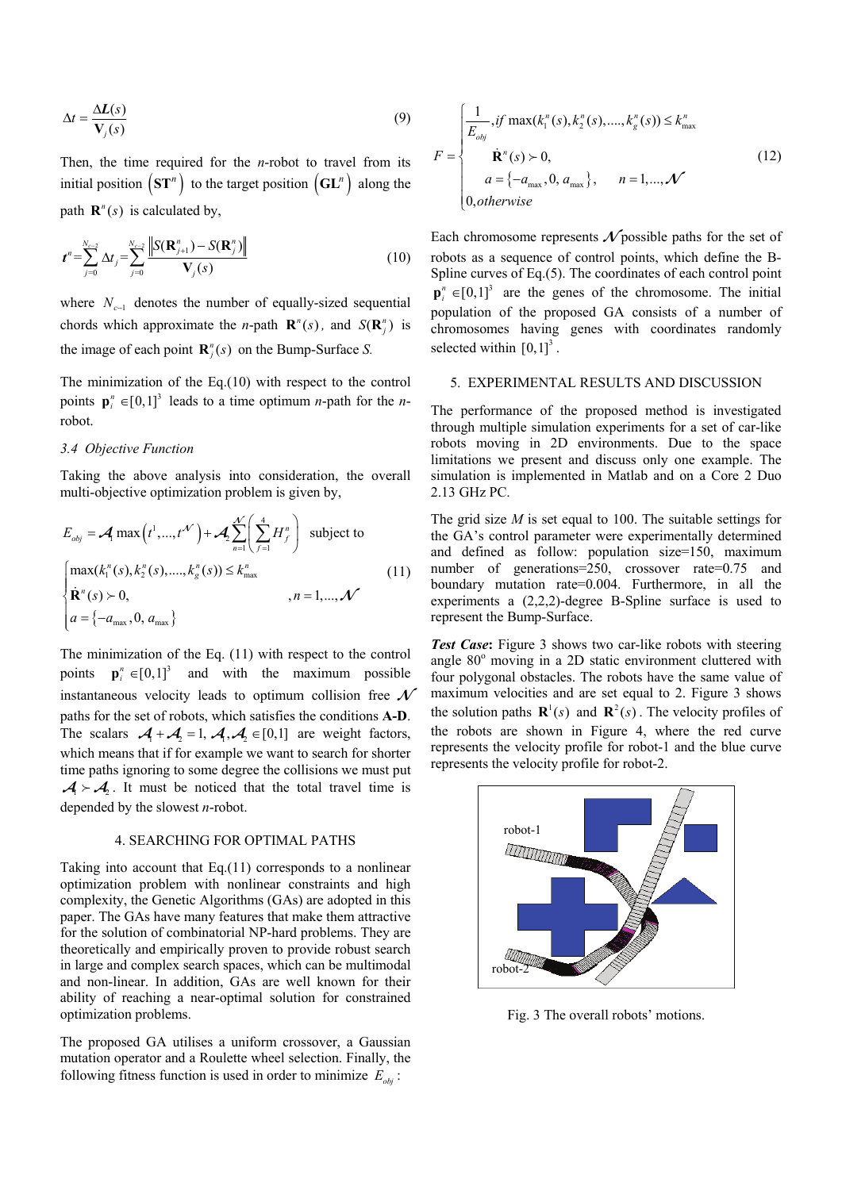$$\Delta t = \frac{\Delta \boldsymbol{L}(s)}{\mathbf{V}_j(s)} \tag{9}$$

Then, the time required for the *n*-robot to travel from its initial position $\left(\mathbf{ST}^n\right)$ to the target position $\left(\mathbf{GL}^n\right)$ along the path $\mathbf{R}^n(s)$ is calculated by,

$$\boldsymbol{t}^n = \sum_{j=0}^{N_{c-2}} \Delta t_j = \sum_{j=0}^{N_{c-2}} \frac{\left\| S(\mathbf{R}_{j+1}^n) - S(\mathbf{R}_j^n) \right\|}{\mathbf{V}_j(s)} \tag{10}$$

where $N_{c-1}$ denotes the number of equally-sized sequential chords which approximate the *n*-path $\mathbf{R}^n(s)$, and $S(\mathbf{R}_j^n)$ is the image of each point $\mathbf{R}_j^n(s)$ on the Bump-Surface *S.*

The minimization of the Eq.(10) with respect to the control points $\mathbf{p}_i^n \in [0,1]^3$ leads to a time optimum *n*-path for the *n*-robot.

### *3.4 Objective Function*

Taking the above analysis into consideration, the overall multi-objective optimization problem is given by,

$$E_{obj} = \mathcal{A}_1 \max\left(t^1, ..., t^{\mathcal{N}}\right) + \mathcal{A}_2 \sum_{n=1}^{\mathcal{N}} \left( \sum_{f=1}^{4} H_f^n \right) \quad \text{subject to}$$

$$\begin{cases} \max(k_1^n(s), k_2^n(s), ...., k_g^n(s)) \leq k_{\max}^n \\ \dot{\mathbf{R}}^n(s) \succ 0, & ,n = 1, ..., \mathcal{N} \\ a = \{-a_{\max}, 0, a_{\max}\} \end{cases} \tag{11}$$

The minimization of the Eq. (11) with respect to the control points $\mathbf{p}_i^n \in [0,1]^3$ and with the maximum possible instantaneous velocity leads to optimum collision free $\mathcal{N}$ paths for the set of robots, which satisfies the conditions **A-D**. The scalars $\mathcal{A}_1 + \mathcal{A}_2 = 1$, $\mathcal{A}_1, \mathcal{A}_2 \in [0,1]$ are weight factors, which means that if for example we want to search for shorter time paths ignoring to some degree the collisions we must put $\mathcal{A}_1 \succ \mathcal{A}_2$. It must be noticed that the total travel time is depended by the slowest *n*-robot.

## 4. SEARCHING FOR OPTIMAL PATHS

Taking into account that Eq.(11) corresponds to a nonlinear optimization problem with nonlinear constraints and high complexity, the Genetic Algorithms (GAs) are adopted in this paper. The GAs have many features that make them attractive for the solution of combinatorial NP-hard problems. They are theoretically and empirically proven to provide robust search in large and complex search spaces, which can be multimodal and non-linear. In addition, GAs are well known for their ability of reaching a near-optimal solution for constrained optimization problems.

The proposed GA utilises a uniform crossover, a Gaussian mutation operator and a Roulette wheel selection. Finally, the following fitness function is used in order to minimize $E_{obj}$:

$$F = \begin{cases} \dfrac{1}{E_{obj}}, if \; \max(k_1^n(s), k_2^n(s), ...., k_g^n(s)) \leq k_{\max}^n \\ \quad \dot{\mathbf{R}}^n(s) \succ 0, \\ \quad a = \{-a_{\max}, 0, a_{\max}\}, \quad n = 1, ..., \mathcal{N} \\ 0, otherwise \end{cases} \tag{12}$$

Each chromosome represents $\mathcal{N}$ possible paths for the set of robots as a sequence of control points, which define the B-Spline curves of Eq.(5). The coordinates of each control point $\mathbf{p}_i^n \in [0,1]^3$ are the genes of the chromosome. The initial population of the proposed GA consists of a number of chromosomes having genes with coordinates randomly selected within $[0,1]^3$.

## 5. EXPERIMENTAL RESULTS AND DISCUSSION

The performance of the proposed method is investigated through multiple simulation experiments for a set of car-like robots moving in 2D environments. Due to the space limitations we present and discuss only one example. The simulation is implemented in Matlab and on a Core 2 Duo 2.13 GHz PC.

The grid size *M* is set equal to 100. The suitable settings for the GA's control parameter were experimentally determined and defined as follow: population size=150, maximum number of generations=250, crossover rate=0.75 and boundary mutation rate=0.004. Furthermore, in all the experiments a (2,2,2)-degree B-Spline surface is used to represent the Bump-Surface.

***Test Case*:** Figure 3 shows two car-like robots with steering angle 80° moving in a 2D static environment cluttered with four polygonal obstacles. The robots have the same value of maximum velocities and are set equal to 2. Figure 3 shows the solution paths $\mathbf{R}^1(s)$ and $\mathbf{R}^2(s)$. The velocity profiles of the robots are shown in Figure 4, where the red curve represents the velocity profile for robot-1 and the blue curve represents the velocity profile for robot-2.

Fig. 3 The overall robots' motions.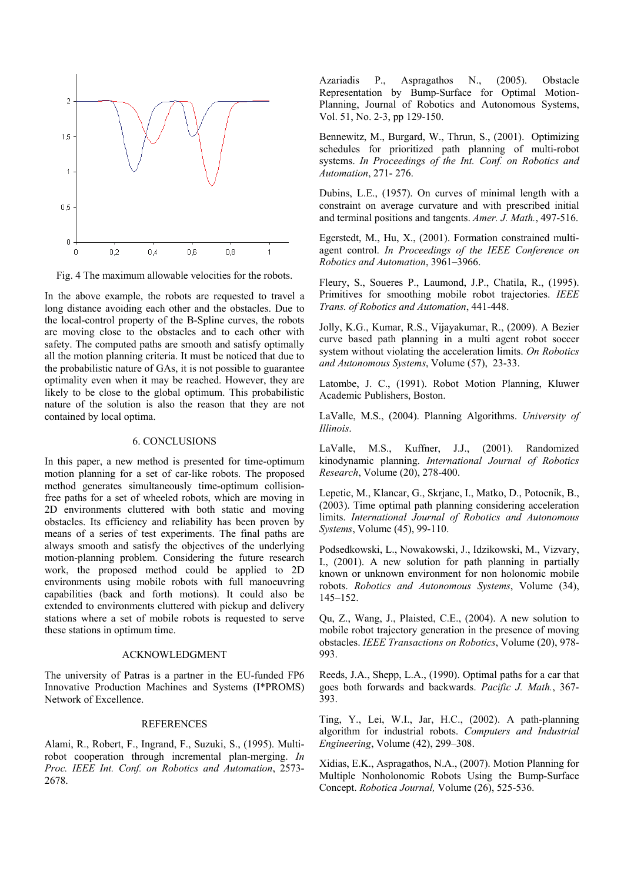2
1,5
1
0,5
0
0
0,2
0,4
0,6
0,8
1

Fig. 4 The maximum allowable velocities for the robots.

In the above example, the robots are requested to travel a long distance avoiding each other and the obstacles. Due to the local-control property of the B-Spline curves, the robots are moving close to the obstacles and to each other with safety. The computed paths are smooth and satisfy optimally all the motion planning criteria. It must be noticed that due to the probabilistic nature of GAs, it is not possible to guarantee optimality even when it may be reached. However, they are likely to be close to the global optimum. This probabilistic nature of the solution is also the reason that they are not contained by local optima.

## 6. CONCLUSIONS

In this paper, a new method is presented for time-optimum motion planning for a set of car-like robots. The proposed method generates simultaneously time-optimum collision-free paths for a set of wheeled robots, which are moving in 2D environments cluttered with both static and moving obstacles. Its efficiency and reliability has been proven by means of a series of test experiments. The final paths are always smooth and satisfy the objectives of the underlying motion-planning problem. Considering the future research work, the proposed method could be applied to 2D environments using mobile robots with full manoeuvring capabilities (back and forth motions). It could also be extended to environments cluttered with pickup and delivery stations where a set of mobile robots is requested to serve these stations in optimum time.

## ACKNOWLEDGMENT

The university of Patras is a partner in the EU-funded FP6 Innovative Production Machines and Systems (I*PROMS) Network of Excellence.

## REFERENCES

Alami, R., Robert, F., Ingrand, F., Suzuki, S., (1995). Multi-robot cooperation through incremental plan-merging. *In Proc. IEEE Int. Conf. on Robotics and Automation*, 2573-2678.

Azariadis P., Aspragathos N., (2005). Obstacle Representation by Bump-Surface for Optimal Motion-Planning, Journal of Robotics and Autonomous Systems, Vol. 51, No. 2-3, pp 129-150.

Bennewitz, M., Burgard, W., Thrun, S., (2001). Optimizing schedules for prioritized path planning of multi-robot systems. *In Proceedings of the Int. Conf. on Robotics and Automation*, 271- 276.

Dubins, L.E., (1957). On curves of minimal length with a constraint on average curvature and with prescribed initial and terminal positions and tangents. *Amer. J. Math.*, 497-516.

Egerstedt, M., Hu, X., (2001). Formation constrained multi-agent control. *In Proceedings of the IEEE Conference on Robotics and Automation*, 3961–3966.

Fleury, S., Soueres P., Laumond, J.P., Chatila, R., (1995). Primitives for smoothing mobile robot trajectories. *IEEE Trans. of Robotics and Automation*, 441-448.

Jolly, K.G., Kumar, R.S., Vijayakumar, R., (2009). A Bezier curve based path planning in a multi agent robot soccer system without violating the acceleration limits. *On Robotics and Autonomous Systems*, Volume (57), 23-33.

Latombe, J. C., (1991). Robot Motion Planning, Kluwer Academic Publishers, Boston.

LaValle, M.S., (2004). Planning Algorithms. *University of Illinois*.

LaValle, M.S., Kuffner, J.J., (2001). Randomized kinodynamic planning. *International Journal of Robotics Research*, Volume (20), 278-400.

Lepetic, M., Klancar, G., Skrjanc, I., Matko, D., Potocnik, B., (2003). Time optimal path planning considering acceleration limits. *International Journal of Robotics and Autonomous Systems*, Volume (45), 99-110.

Podsedkowski, L., Nowakowski, J., Idzikowski, M., Vizvary, I., (2001). A new solution for path planning in partially known or unknown environment for non holonomic mobile robots. *Robotics and Autonomous Systems*, Volume (34), 145–152.

Qu, Z., Wang, J., Plaisted, C.E., (2004). A new solution to mobile robot trajectory generation in the presence of moving obstacles. *IEEE Transactions on Robotics*, Volume (20), 978-993.

Reeds, J.A., Shepp, L.A., (1990). Optimal paths for a car that goes both forwards and backwards. *Pacific J. Math.*, 367-393.

Ting, Y., Lei, W.I., Jar, H.C., (2002). A path-planning algorithm for industrial robots. *Computers and Industrial Engineering*, Volume (42), 299–308.

Xidias, E.K., Aspragathos, N.A., (2007). Motion Planning for Multiple Nonholonomic Robots Using the Bump-Surface Concept. *Robotica Journal,* Volume (26), 525-536.